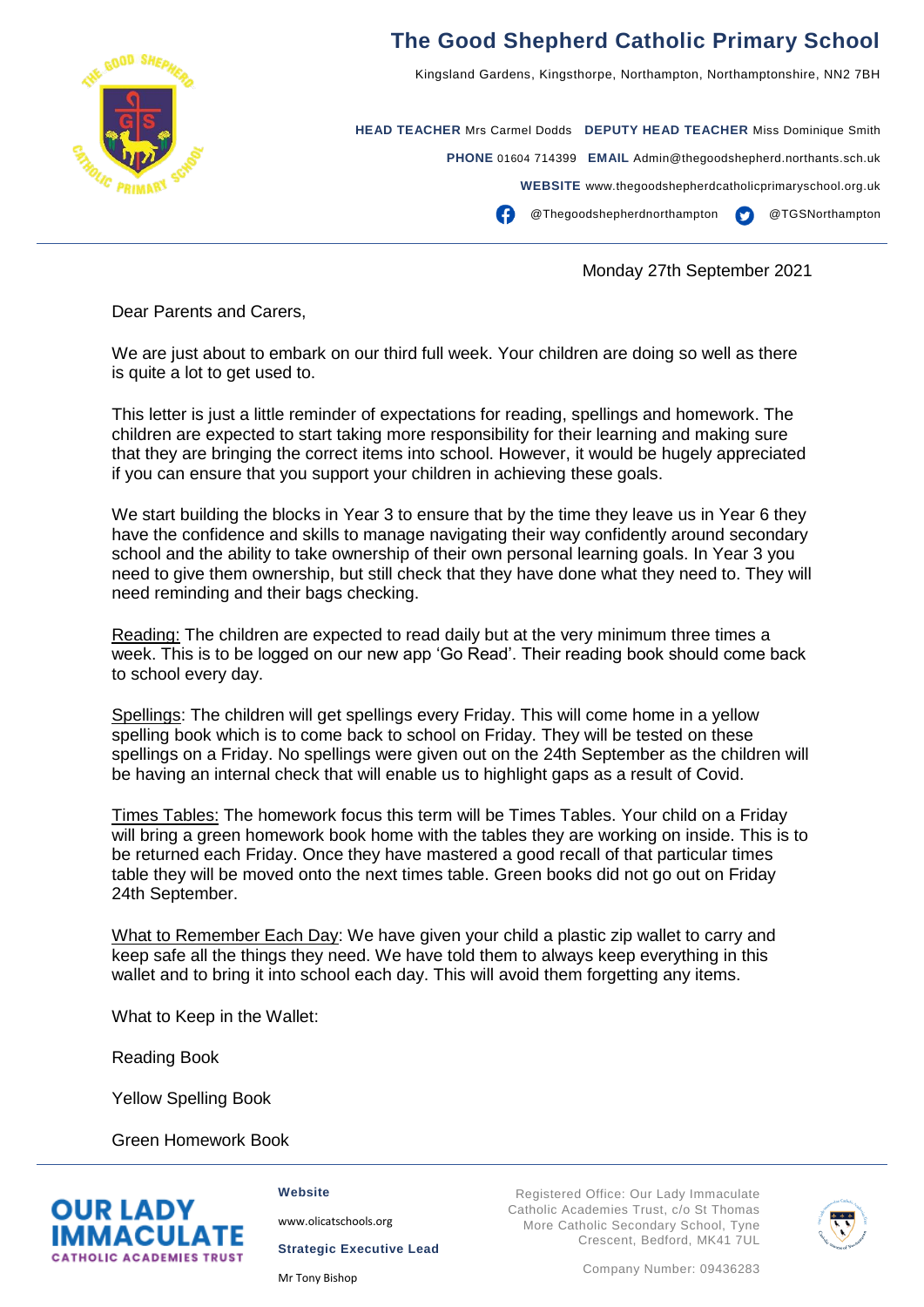# The Good Shepherd Catholic Primary School

Kingsland Gardens, Kingsthorpe, Northampton, Northamptonshire, NN2 7BH

**HEAD TEACHER** Mrs Carmel Dodds **DEPUTY HEAD TEACHER** Miss Dominique Smith

**PHONE** 01604 714399 **EMAIL** Admin@thegoodshepherd.northants.sch.uk

**WEBSITE** www.thegoodshepherdcatholicprimaryschool.org.uk

@Thegoodshepherdnorthampton @TGSNorthampton

Monday 27th September 2021

Dear Parents and Carers,

We are just about to embark on our third full week. Your children are doing so well as there is quite a lot to get used to.

This letter is just a little reminder of expectations for reading, spellings and homework. The children are expected to start taking more responsibility for their learning and making sure that they are bringing the correct items into school. However, it would be hugely appreciated if you can ensure that you support your children in achieving these goals.

We start building the blocks in Year 3 to ensure that by the time they leave us in Year 6 they have the confidence and skills to manage navigating their way confidently around secondary school and the ability to take ownership of their own personal learning goals. In Year 3 you need to give them ownership, but still check that they have done what they need to. They will need reminding and their bags checking.

Reading: The children are expected to read daily but at the very minimum three times a week. This is to be logged on our new app 'Go Read'. Their reading book should come back to school every day.

Spellings: The children will get spellings every Friday. This will come home in a yellow spelling book which is to come back to school on Friday. They will be tested on these spellings on a Friday. No spellings were given out on the 24th September as the children will be having an internal check that will enable us to highlight gaps as a result of Covid.

Times Tables: The homework focus this term will be Times Tables. Your child on a Friday will bring a green homework book home with the tables they are working on inside. This is to be returned each Friday. Once they have mastered a good recall of that particular times table they will be moved onto the next times table. Green books did not go out on Friday 24th September.

What to Remember Each Day: We have given your child a plastic zip wallet to carry and keep safe all the things they need. We have told them to always keep everything in this wallet and to bring it into school each day. This will avoid them forgetting any items.

What to Keep in the Wallet:

Reading Book

Yellow Spelling Book

Green Homework Book

OUR LADY IMMACULATE CATHOLIC ACADEMIES TRUST

**Website**

www.olicatschools.org

**Strategic Executive Lead**

Mr Tony Bishop

Registered Office: Our Lady Immaculate Catholic Academies Trust, c/o St Thomas More Catholic Secondary School, Tyne Crescent, Bedford, MK41 7UL

Company Number: 09436283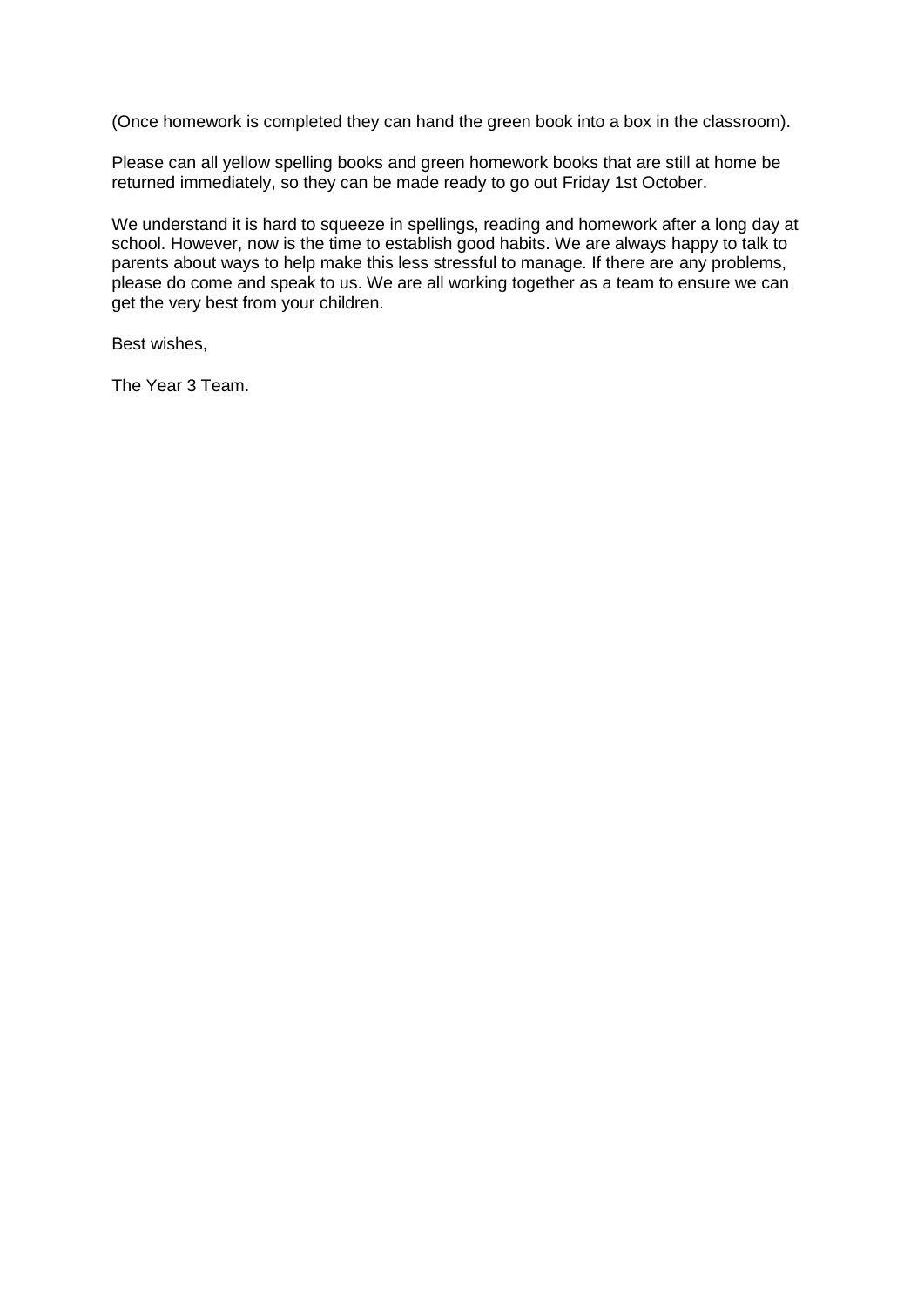(Once homework is completed they can hand the green book into a box in the classroom).

Please can all yellow spelling books and green homework books that are still at home be returned immediately, so they can be made ready to go out Friday 1st October.

We understand it is hard to squeeze in spellings, reading and homework after a long day at school. However, now is the time to establish good habits. We are always happy to talk to parents about ways to help make this less stressful to manage. If there are any problems, please do come and speak to us. We are all working together as a team to ensure we can get the very best from your children.

Best wishes,

The Year 3 Team.